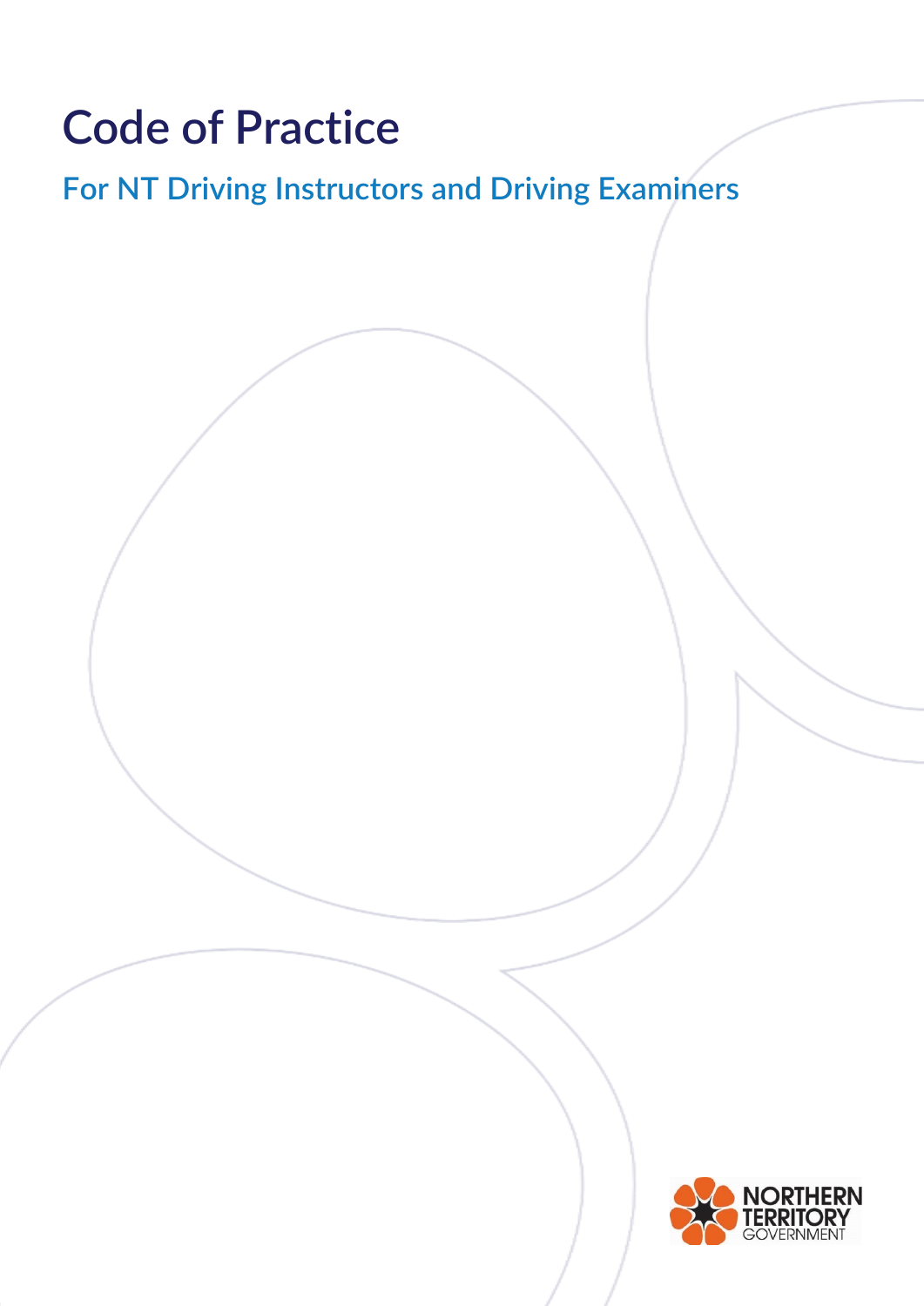# Code of Practice

## For NT Driving Instructors and Driving Examiners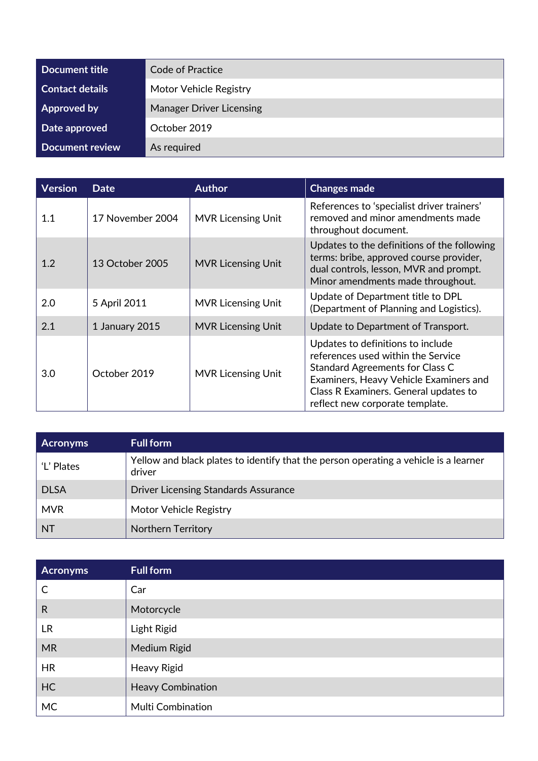| Document title | Code of Practice |
|---|---|
| Contact details | Motor Vehicle Registry |
| Approved by | Manager Driver Licensing |
| Date approved | October 2019 |
| Document review | As required |

| Version | Date | Author | Changes made |
|---|---|---|---|
| 1.1 | 17 November 2004 | MVR Licensing Unit | References to 'specialist driver trainers' removed and minor amendments made throughout document. |
| 1.2 | 13 October 2005 | MVR Licensing Unit | Updates to the definitions of the following terms: bribe, approved course provider, dual controls, lesson, MVR and prompt. Minor amendments made throughout. |
| 2.0 | 5 April 2011 | MVR Licensing Unit | Update of Department title to DPL (Department of Planning and Logistics). |
| 2.1 | 1 January 2015 | MVR Licensing Unit | Update to Department of Transport. |
| 3.0 | October 2019 | MVR Licensing Unit | Updates to definitions to include references used within the Service Standard Agreements for Class C Examiners, Heavy Vehicle Examiners and Class R Examiners. General updates to reflect new corporate template. |

| Acronyms | Full form |
|---|---|
| 'L' Plates | Yellow and black plates to identify that the person operating a vehicle is a learner driver |
| DLSA | Driver Licensing Standards Assurance |
| MVR | Motor Vehicle Registry |
| NT | Northern Territory |

| Acronyms | Full form |
|---|---|
| C | Car |
| R | Motorcycle |
| LR | Light Rigid |
| MR | Medium Rigid |
| HR | Heavy Rigid |
| HC | Heavy Combination |
| MC | Multi Combination |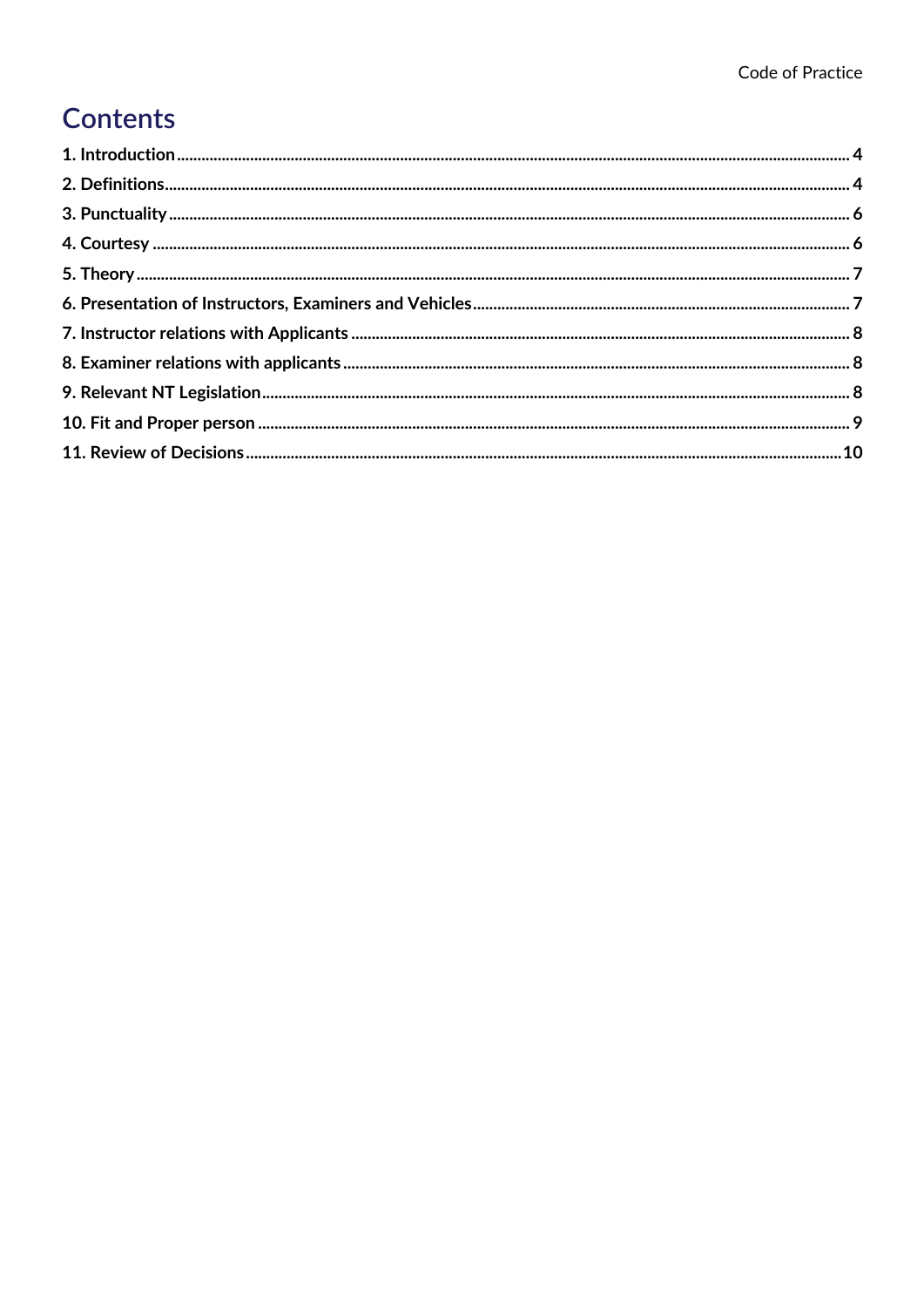# Contents

1. Introduction ..... 4
2. Definitions ..... 4
3. Punctuality ..... 6
4. Courtesy ..... 6
5. Theory ..... 7
6. Presentation of Instructors, Examiners and Vehicles ..... 7
7. Instructor relations with Applicants ..... 8
8. Examiner relations with applicants ..... 8
9. Relevant NT Legislation ..... 8
10. Fit and Proper person ..... 9
11. Review of Decisions ..... 10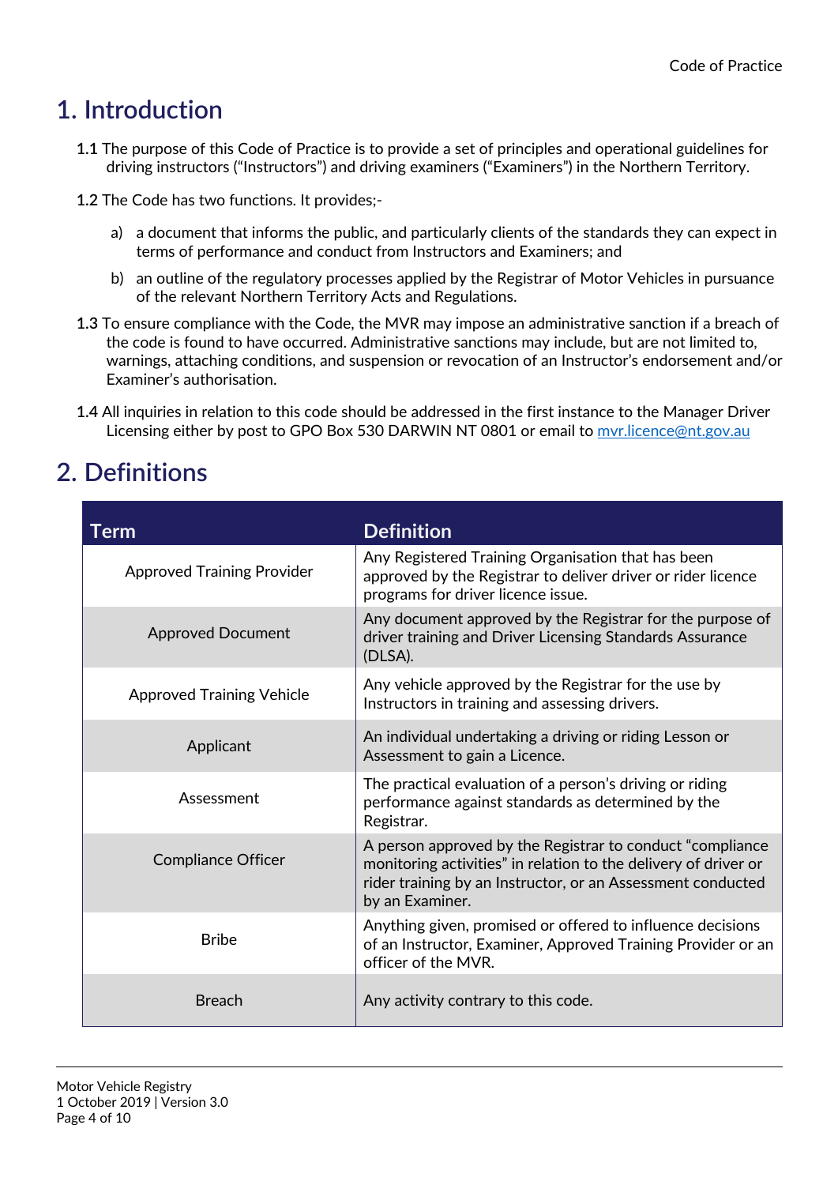# 1. Introduction

1.1 The purpose of this Code of Practice is to provide a set of principles and operational guidelines for driving instructors ("Instructors") and driving examiners ("Examiners") in the Northern Territory.

1.2 The Code has two functions. It provides;-

a) a document that informs the public, and particularly clients of the standards they can expect in terms of performance and conduct from Instructors and Examiners; and

b) an outline of the regulatory processes applied by the Registrar of Motor Vehicles in pursuance of the relevant Northern Territory Acts and Regulations.

1.3 To ensure compliance with the Code, the MVR may impose an administrative sanction if a breach of the code is found to have occurred. Administrative sanctions may include, but are not limited to, warnings, attaching conditions, and suspension or revocation of an Instructor's endorsement and/or Examiner's authorisation.

1.4 All inquiries in relation to this code should be addressed in the first instance to the Manager Driver Licensing either by post to GPO Box 530 DARWIN NT 0801 or email to mvr.licence@nt.gov.au

# 2. Definitions

| Term | Definition |
|---|---|
| Approved Training Provider | Any Registered Training Organisation that has been approved by the Registrar to deliver driver or rider licence programs for driver licence issue. |
| Approved Document | Any document approved by the Registrar for the purpose of driver training and Driver Licensing Standards Assurance (DLSA). |
| Approved Training Vehicle | Any vehicle approved by the Registrar for the use by Instructors in training and assessing drivers. |
| Applicant | An individual undertaking a driving or riding Lesson or Assessment to gain a Licence. |
| Assessment | The practical evaluation of a person's driving or riding performance against standards as determined by the Registrar. |
| Compliance Officer | A person approved by the Registrar to conduct "compliance monitoring activities" in relation to the delivery of driver or rider training by an Instructor, or an Assessment conducted by an Examiner. |
| Bribe | Anything given, promised or offered to influence decisions of an Instructor, Examiner, Approved Training Provider or an officer of the MVR. |
| Breach | Any activity contrary to this code. |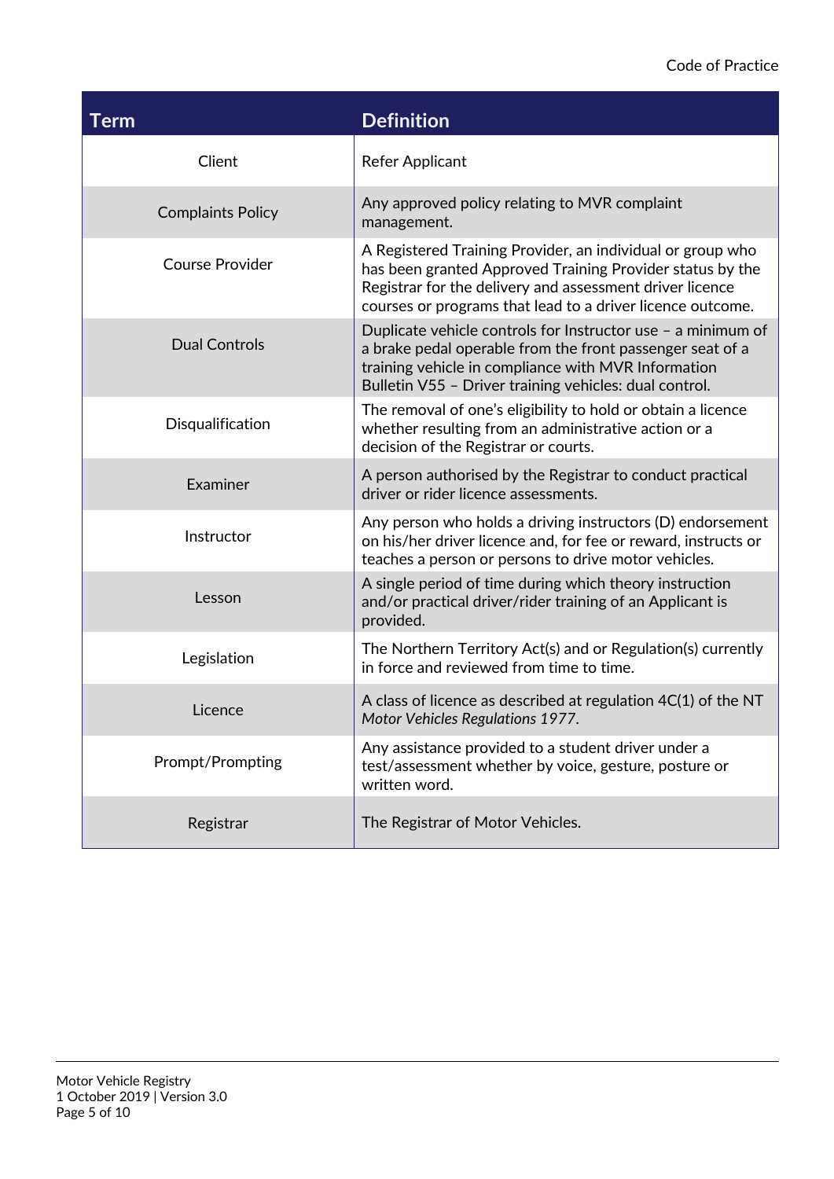| Term | Definition |
| --- | --- |
| Client | Refer Applicant |
| Complaints Policy | Any approved policy relating to MVR complaint management. |
| Course Provider | A Registered Training Provider, an individual or group who has been granted Approved Training Provider status by the Registrar for the delivery and assessment driver licence courses or programs that lead to a driver licence outcome. |
| Dual Controls | Duplicate vehicle controls for Instructor use – a minimum of a brake pedal operable from the front passenger seat of a training vehicle in compliance with MVR Information Bulletin V55 – Driver training vehicles: dual control. |
| Disqualification | The removal of one's eligibility to hold or obtain a licence whether resulting from an administrative action or a decision of the Registrar or courts. |
| Examiner | A person authorised by the Registrar to conduct practical driver or rider licence assessments. |
| Instructor | Any person who holds a driving instructors (D) endorsement on his/her driver licence and, for fee or reward, instructs or teaches a person or persons to drive motor vehicles. |
| Lesson | A single period of time during which theory instruction and/or practical driver/rider training of an Applicant is provided. |
| Legislation | The Northern Territory Act(s) and or Regulation(s) currently in force and reviewed from time to time. |
| Licence | A class of licence as described at regulation 4C(1) of the NT *Motor Vehicles Regulations 1977*. |
| Prompt/Prompting | Any assistance provided to a student driver under a test/assessment whether by voice, gesture, posture or written word. |
| Registrar | The Registrar of Motor Vehicles. |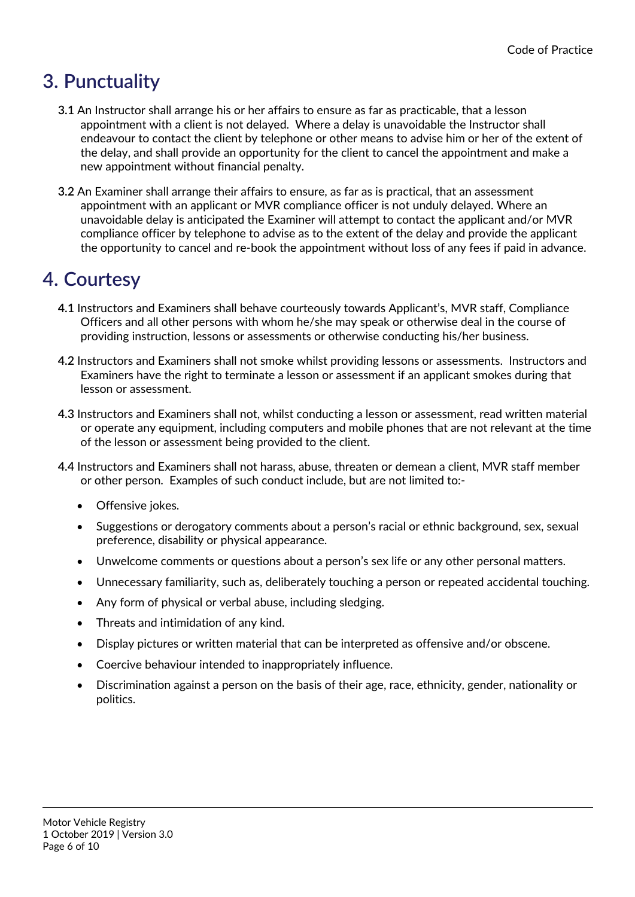# 3. Punctuality

**3.1** An Instructor shall arrange his or her affairs to ensure as far as practicable, that a lesson appointment with a client is not delayed. Where a delay is unavoidable the Instructor shall endeavour to contact the client by telephone or other means to advise him or her of the extent of the delay, and shall provide an opportunity for the client to cancel the appointment and make a new appointment without financial penalty.

**3.2** An Examiner shall arrange their affairs to ensure, as far as is practical, that an assessment appointment with an applicant or MVR compliance officer is not unduly delayed. Where an unavoidable delay is anticipated the Examiner will attempt to contact the applicant and/or MVR compliance officer by telephone to advise as to the extent of the delay and provide the applicant the opportunity to cancel and re-book the appointment without loss of any fees if paid in advance.

# 4. Courtesy

**4.1** Instructors and Examiners shall behave courteously towards Applicant's, MVR staff, Compliance Officers and all other persons with whom he/she may speak or otherwise deal in the course of providing instruction, lessons or assessments or otherwise conducting his/her business.

**4.2** Instructors and Examiners shall not smoke whilst providing lessons or assessments. Instructors and Examiners have the right to terminate a lesson or assessment if an applicant smokes during that lesson or assessment.

**4.3** Instructors and Examiners shall not, whilst conducting a lesson or assessment, read written material or operate any equipment, including computers and mobile phones that are not relevant at the time of the lesson or assessment being provided to the client.

**4.4** Instructors and Examiners shall not harass, abuse, threaten or demean a client, MVR staff member or other person. Examples of such conduct include, but are not limited to:-

- Offensive jokes.
- Suggestions or derogatory comments about a person's racial or ethnic background, sex, sexual preference, disability or physical appearance.
- Unwelcome comments or questions about a person's sex life or any other personal matters.
- Unnecessary familiarity, such as, deliberately touching a person or repeated accidental touching.
- Any form of physical or verbal abuse, including sledging.
- Threats and intimidation of any kind.
- Display pictures or written material that can be interpreted as offensive and/or obscene.
- Coercive behaviour intended to inappropriately influence.
- Discrimination against a person on the basis of their age, race, ethnicity, gender, nationality or politics.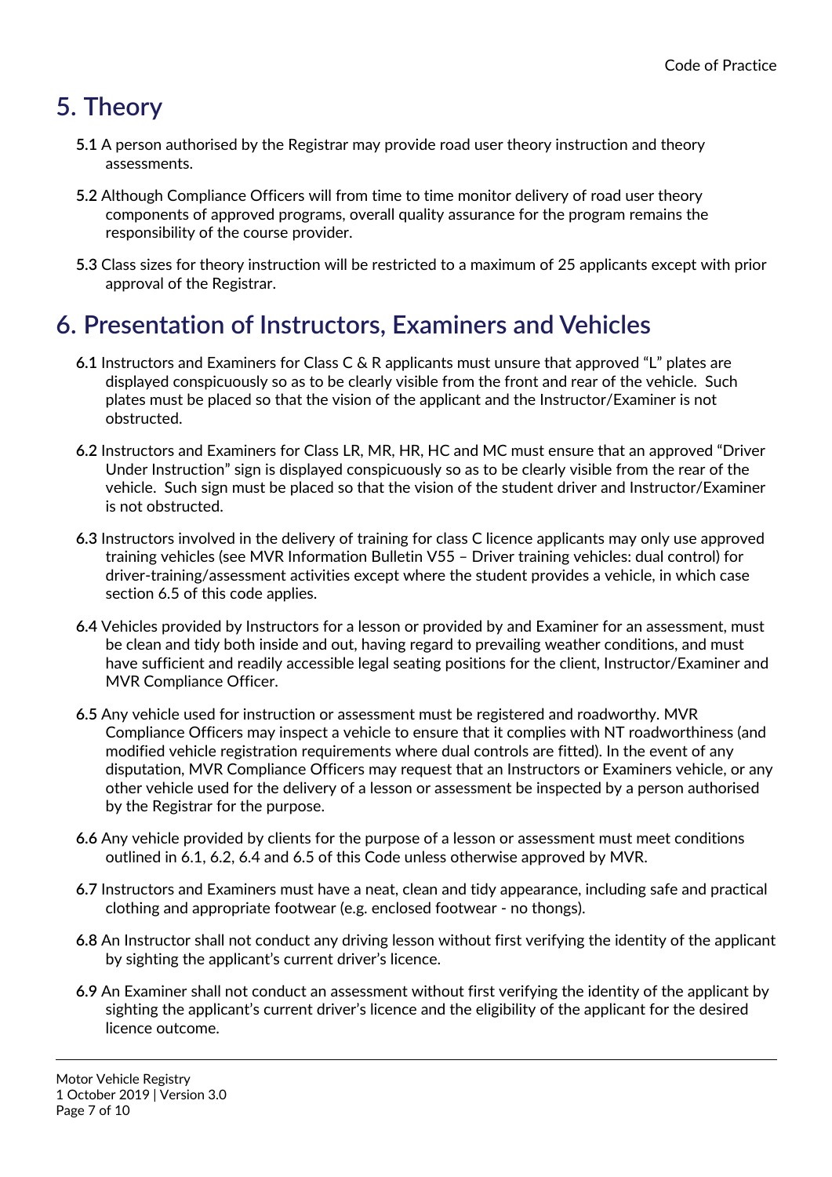## 5. Theory

**5.1** A person authorised by the Registrar may provide road user theory instruction and theory assessments.

**5.2** Although Compliance Officers will from time to time monitor delivery of road user theory components of approved programs, overall quality assurance for the program remains the responsibility of the course provider.

**5.3** Class sizes for theory instruction will be restricted to a maximum of 25 applicants except with prior approval of the Registrar.

## 6. Presentation of Instructors, Examiners and Vehicles

**6.1** Instructors and Examiners for Class C & R applicants must unsure that approved "L" plates are displayed conspicuously so as to be clearly visible from the front and rear of the vehicle. Such plates must be placed so that the vision of the applicant and the Instructor/Examiner is not obstructed.

**6.2** Instructors and Examiners for Class LR, MR, HR, HC and MC must ensure that an approved "Driver Under Instruction" sign is displayed conspicuously so as to be clearly visible from the rear of the vehicle. Such sign must be placed so that the vision of the student driver and Instructor/Examiner is not obstructed.

**6.3** Instructors involved in the delivery of training for class C licence applicants may only use approved training vehicles (see MVR Information Bulletin V55 – Driver training vehicles: dual control) for driver-training/assessment activities except where the student provides a vehicle, in which case section 6.5 of this code applies.

**6.4** Vehicles provided by Instructors for a lesson or provided by and Examiner for an assessment, must be clean and tidy both inside and out, having regard to prevailing weather conditions, and must have sufficient and readily accessible legal seating positions for the client, Instructor/Examiner and MVR Compliance Officer.

**6.5** Any vehicle used for instruction or assessment must be registered and roadworthy. MVR Compliance Officers may inspect a vehicle to ensure that it complies with NT roadworthiness (and modified vehicle registration requirements where dual controls are fitted). In the event of any disputation, MVR Compliance Officers may request that an Instructors or Examiners vehicle, or any other vehicle used for the delivery of a lesson or assessment be inspected by a person authorised by the Registrar for the purpose.

**6.6** Any vehicle provided by clients for the purpose of a lesson or assessment must meet conditions outlined in 6.1, 6.2, 6.4 and 6.5 of this Code unless otherwise approved by MVR.

**6.7** Instructors and Examiners must have a neat, clean and tidy appearance, including safe and practical clothing and appropriate footwear (e.g. enclosed footwear - no thongs).

**6.8** An Instructor shall not conduct any driving lesson without first verifying the identity of the applicant by sighting the applicant's current driver's licence.

**6.9** An Examiner shall not conduct an assessment without first verifying the identity of the applicant by sighting the applicant's current driver's licence and the eligibility of the applicant for the desired licence outcome.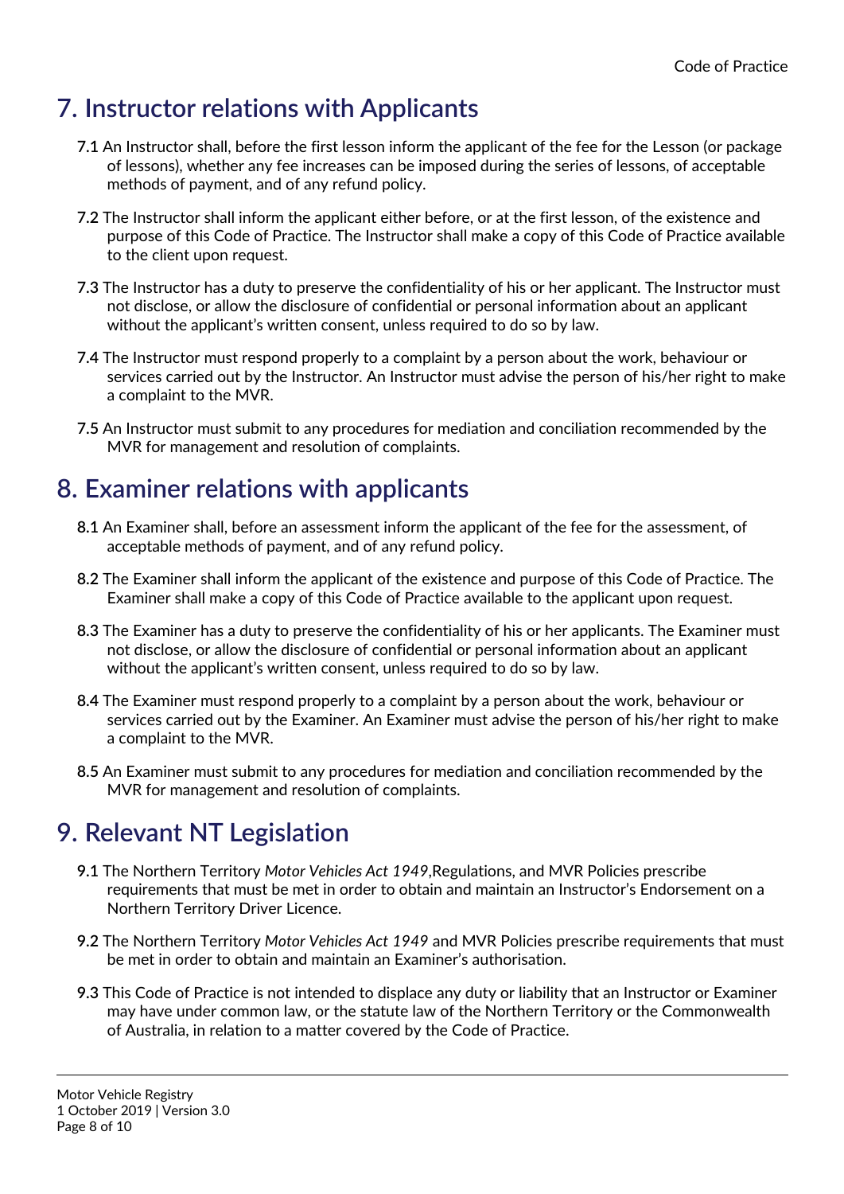# 7. Instructor relations with Applicants

**7.1** An Instructor shall, before the first lesson inform the applicant of the fee for the Lesson (or package of lessons), whether any fee increases can be imposed during the series of lessons, of acceptable methods of payment, and of any refund policy.

**7.2** The Instructor shall inform the applicant either before, or at the first lesson, of the existence and purpose of this Code of Practice. The Instructor shall make a copy of this Code of Practice available to the client upon request.

**7.3** The Instructor has a duty to preserve the confidentiality of his or her applicant. The Instructor must not disclose, or allow the disclosure of confidential or personal information about an applicant without the applicant's written consent, unless required to do so by law.

**7.4** The Instructor must respond properly to a complaint by a person about the work, behaviour or services carried out by the Instructor. An Instructor must advise the person of his/her right to make a complaint to the MVR.

**7.5** An Instructor must submit to any procedures for mediation and conciliation recommended by the MVR for management and resolution of complaints.

# 8. Examiner relations with applicants

**8.1** An Examiner shall, before an assessment inform the applicant of the fee for the assessment, of acceptable methods of payment, and of any refund policy.

**8.2** The Examiner shall inform the applicant of the existence and purpose of this Code of Practice. The Examiner shall make a copy of this Code of Practice available to the applicant upon request.

**8.3** The Examiner has a duty to preserve the confidentiality of his or her applicants. The Examiner must not disclose, or allow the disclosure of confidential or personal information about an applicant without the applicant's written consent, unless required to do so by law.

**8.4** The Examiner must respond properly to a complaint by a person about the work, behaviour or services carried out by the Examiner. An Examiner must advise the person of his/her right to make a complaint to the MVR.

**8.5** An Examiner must submit to any procedures for mediation and conciliation recommended by the MVR for management and resolution of complaints.

# 9. Relevant NT Legislation

**9.1** The Northern Territory *Motor Vehicles Act 1949*,Regulations, and MVR Policies prescribe requirements that must be met in order to obtain and maintain an Instructor's Endorsement on a Northern Territory Driver Licence.

**9.2** The Northern Territory *Motor Vehicles Act 1949* and MVR Policies prescribe requirements that must be met in order to obtain and maintain an Examiner's authorisation.

**9.3** This Code of Practice is not intended to displace any duty or liability that an Instructor or Examiner may have under common law, or the statute law of the Northern Territory or the Commonwealth of Australia, in relation to a matter covered by the Code of Practice.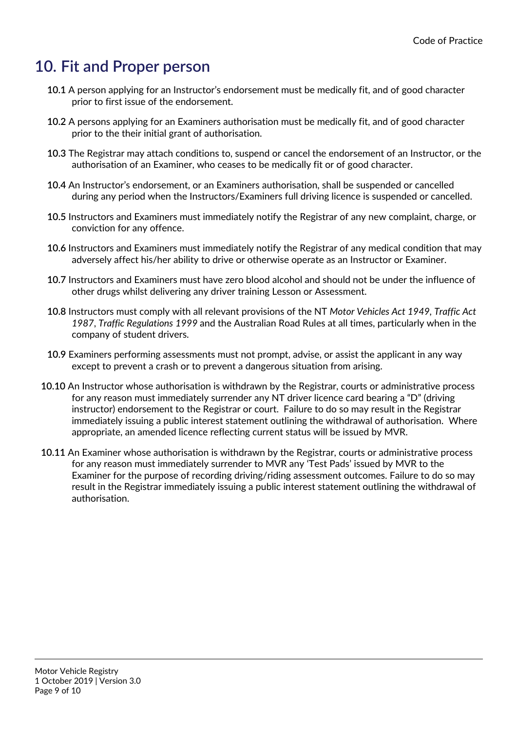# 10. Fit and Proper person

**10.1** A person applying for an Instructor's endorsement must be medically fit, and of good character prior to first issue of the endorsement.

**10.2** A persons applying for an Examiners authorisation must be medically fit, and of good character prior to the their initial grant of authorisation.

**10.3** The Registrar may attach conditions to, suspend or cancel the endorsement of an Instructor, or the authorisation of an Examiner, who ceases to be medically fit or of good character.

**10.4** An Instructor's endorsement, or an Examiners authorisation, shall be suspended or cancelled during any period when the Instructors/Examiners full driving licence is suspended or cancelled.

**10.5** Instructors and Examiners must immediately notify the Registrar of any new complaint, charge, or conviction for any offence.

**10.6** Instructors and Examiners must immediately notify the Registrar of any medical condition that may adversely affect his/her ability to drive or otherwise operate as an Instructor or Examiner.

**10.7** Instructors and Examiners must have zero blood alcohol and should not be under the influence of other drugs whilst delivering any driver training Lesson or Assessment.

**10.8** Instructors must comply with all relevant provisions of the NT *Motor Vehicles Act 1949*, *Traffic Act 1987*, *Traffic Regulations 1999* and the Australian Road Rules at all times, particularly when in the company of student drivers.

**10.9** Examiners performing assessments must not prompt, advise, or assist the applicant in any way except to prevent a crash or to prevent a dangerous situation from arising.

**10.10** An Instructor whose authorisation is withdrawn by the Registrar, courts or administrative process for any reason must immediately surrender any NT driver licence card bearing a "D" (driving instructor) endorsement to the Registrar or court. Failure to do so may result in the Registrar immediately issuing a public interest statement outlining the withdrawal of authorisation. Where appropriate, an amended licence reflecting current status will be issued by MVR.

**10.11** An Examiner whose authorisation is withdrawn by the Registrar, courts or administrative process for any reason must immediately surrender to MVR any 'Test Pads' issued by MVR to the Examiner for the purpose of recording driving/riding assessment outcomes. Failure to do so may result in the Registrar immediately issuing a public interest statement outlining the withdrawal of authorisation.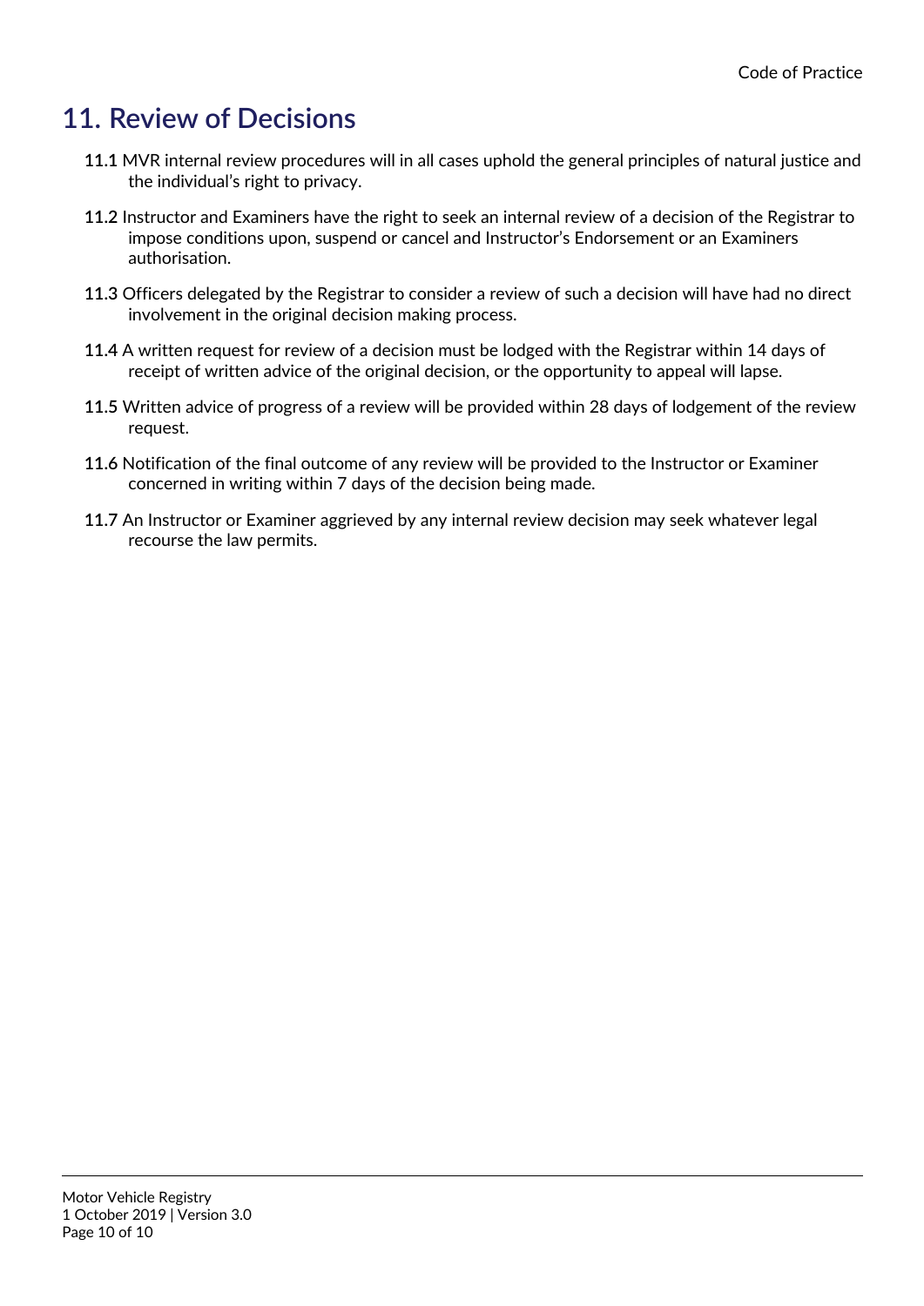# 11. Review of Decisions

**11.1** MVR internal review procedures will in all cases uphold the general principles of natural justice and the individual's right to privacy.

**11.2** Instructor and Examiners have the right to seek an internal review of a decision of the Registrar to impose conditions upon, suspend or cancel and Instructor's Endorsement or an Examiners authorisation.

**11.3** Officers delegated by the Registrar to consider a review of such a decision will have had no direct involvement in the original decision making process.

**11.4** A written request for review of a decision must be lodged with the Registrar within 14 days of receipt of written advice of the original decision, or the opportunity to appeal will lapse.

**11.5** Written advice of progress of a review will be provided within 28 days of lodgement of the review request.

**11.6** Notification of the final outcome of any review will be provided to the Instructor or Examiner concerned in writing within 7 days of the decision being made.

**11.7** An Instructor or Examiner aggrieved by any internal review decision may seek whatever legal recourse the law permits.